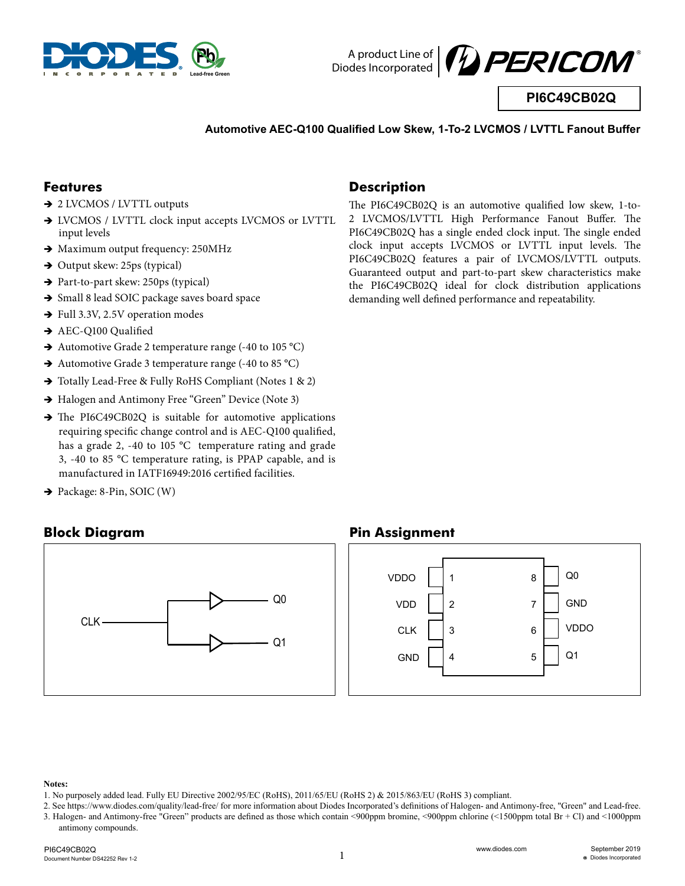# PI6C49CB02Q

**Automotive AEC-Q100 Qualified Low Skew, 1-To-2 LVCMOS / LVTTL Fanout Buffer**

## Features

- 2 LVCMOS / LVTTL outputs
- LVCMOS / LVTTL clock input accepts LVCMOS or LVTTL input levels
- Maximum output frequency: 250MHz
- Output skew: 25ps (typical)
- Part-to-part skew: 250ps (typical)
- Small 8 lead SOIC package saves board space
- Full 3.3V, 2.5V operation modes
- AEC-Q100 Qualified
- Automotive Grade 2 temperature range (-40 to 105 °C)
- Automotive Grade 3 temperature range (-40 to 85 °C)
- Totally Lead-Free & Fully RoHS Compliant (Notes 1 & 2)
- Halogen and Antimony Free "Green" Device (Note 3)
- The PI6C49CB02Q is suitable for automotive applications requiring specific change control and is AEC-Q100 qualified, has a grade 2, -40 to 105 °C temperature rating and grade 3, -40 to 85 °C temperature rating, is PPAP capable, and is manufactured in IATF16949:2016 certified facilities.
- Package: 8-Pin, SOIC (W)

## Description

The PI6C49CB02Q is an automotive qualified low skew, 1-to-2 LVCMOS/LVTTL High Performance Fanout Buffer. The PI6C49CB02Q has a single ended clock input. The single ended clock input accepts LVCMOS or LVTTL input levels. The PI6C49CB02Q features a pair of LVCMOS/LVTTL outputs. Guaranteed output and part-to-part skew characteristics make the PI6C49CB02Q ideal for clock distribution applications demanding well defined performance and repeatability.

## Block Diagram

CLK → buffer → Q0; CLK → buffer → Q1

## Pin Assignment

| Pin | Name | Pin | Name |
|---|---|---|---|
| 1 | VDDO | 8 | Q0 |
| 2 | VDD | 7 | GND |
| 3 | CLK | 6 | VDDO |
| 4 | GND | 5 | Q1 |

**Notes:**

1. No purposely added lead. Fully EU Directive 2002/95/EC (RoHS), 2011/65/EU (RoHS 2) & 2015/863/EU (RoHS 3) compliant.
2. See https://www.diodes.com/quality/lead-free/ for more information about Diodes Incorporated's definitions of Halogen- and Antimony-free, "Green" and Lead-free.
3. Halogen- and Antimony-free "Green" products are defined as those which contain <900ppm bromine, <900ppm chlorine (<1500ppm total Br + Cl) and <1000ppm antimony compounds.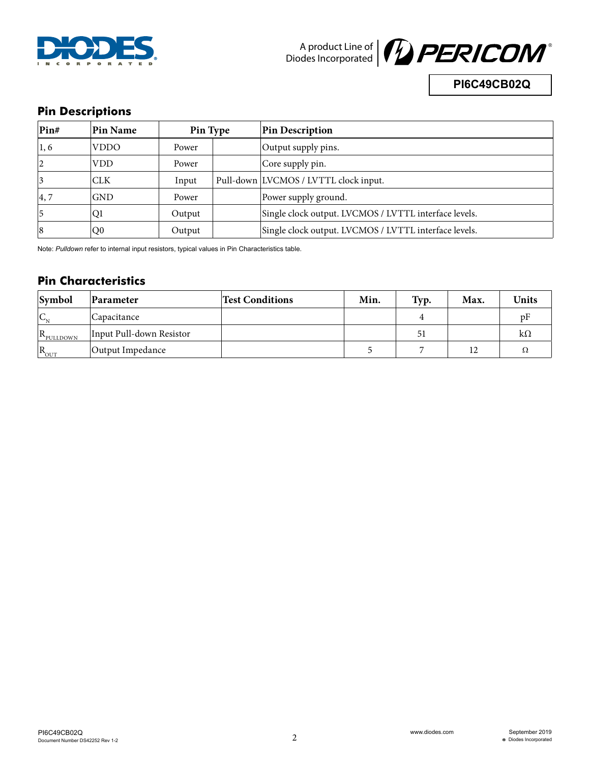## Pin Descriptions

| Pin# | Pin Name | Pin Type | | Pin Description |
|---|---|---|---|---|
| 1, 6 | VDDO | Power | | Output supply pins. |
| 2 | VDD | Power | | Core supply pin. |
| 3 | CLK | Input | Pull-down | LVCMOS / LVTTL clock input. |
| 4, 7 | GND | Power | | Power supply ground. |
| 5 | Q1 | Output | | Single clock output. LVCMOS / LVTTL interface levels. |
| 8 | Q0 | Output | | Single clock output. LVCMOS / LVTTL interface levels. |

Note: *Pulldown* refer to internal input resistors, typical values in Pin Characteristics table.

## Pin Characteristics

| Symbol | Parameter | Test Conditions | Min. | Typ. | Max. | Units |
|---|---|---|---|---|---|---|
| $C_N$ | Capacitance | | | 4 | | pF |
| $R_{PULLDOWN}$ | Input Pull-down Resistor | | | 51 | | kΩ |
| $R_{OUT}$ | Output Impedance | | 5 | 7 | 12 | Ω |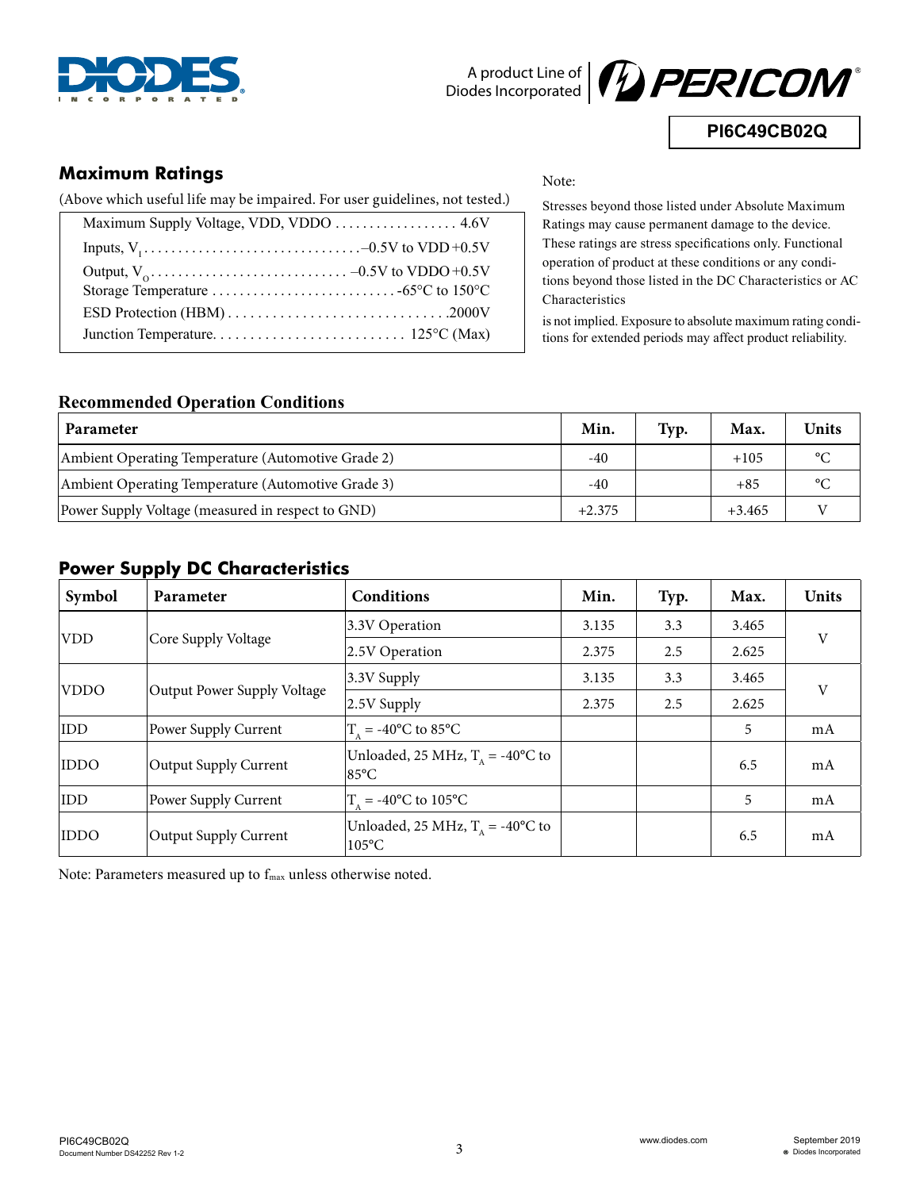## Maximum Ratings

(Above which useful life may be impaired. For user guidelines, not tested.)

Maximum Supply Voltage, VDD, VDDO .................. 4.6V
Inputs, $V_I$ ................................–0.5V to VDD+0.5V
Output, $V_O$ ............................ –0.5V to VDDO+0.5V
Storage Temperature ........................... -65°C to 150°C
ESD Protection (HBM) .............................. 2000V
Junction Temperature. .......................... 125°C (Max)

Note:

Stresses beyond those listed under Absolute Maximum Ratings may cause permanent damage to the device. These ratings are stress specifications only. Functional operation of product at these conditions or any conditions beyond those listed in the DC Characteristics or AC Characteristics

is not implied. Exposure to absolute maximum rating conditions for extended periods may affect product reliability.

### Recommended Operation Conditions

| Parameter | Min. | Typ. | Max. | Units |
|---|---|---|---|---|
| Ambient Operating Temperature (Automotive Grade 2) | -40 | | +105 | °C |
| Ambient Operating Temperature (Automotive Grade 3) | -40 | | +85 | °C |
| Power Supply Voltage (measured in respect to GND) | +2.375 | | +3.465 | V |

## Power Supply DC Characteristics

| Symbol | Parameter | Conditions | Min. | Typ. | Max. | Units |
|---|---|---|---|---|---|---|
| VDD | Core Supply Voltage | 3.3V Operation | 3.135 | 3.3 | 3.465 | V |
| | | 2.5V Operation | 2.375 | 2.5 | 2.625 | |
| VDDO | Output Power Supply Voltage | 3.3V Supply | 3.135 | 3.3 | 3.465 | V |
| | | 2.5V Supply | 2.375 | 2.5 | 2.625 | |
| IDD | Power Supply Current | $T_A$ = -40°C to 85°C | | | 5 | mA |
| IDDO | Output Supply Current | Unloaded, 25 MHz, $T_A$ = -40°C to 85°C | | | 6.5 | mA |
| IDD | Power Supply Current | $T_A$ = -40°C to 105°C | | | 5 | mA |
| IDDO | Output Supply Current | Unloaded, 25 MHz, $T_A$ = -40°C to 105°C | | | 6.5 | mA |

Note: Parameters measured up to $f_{max}$ unless otherwise noted.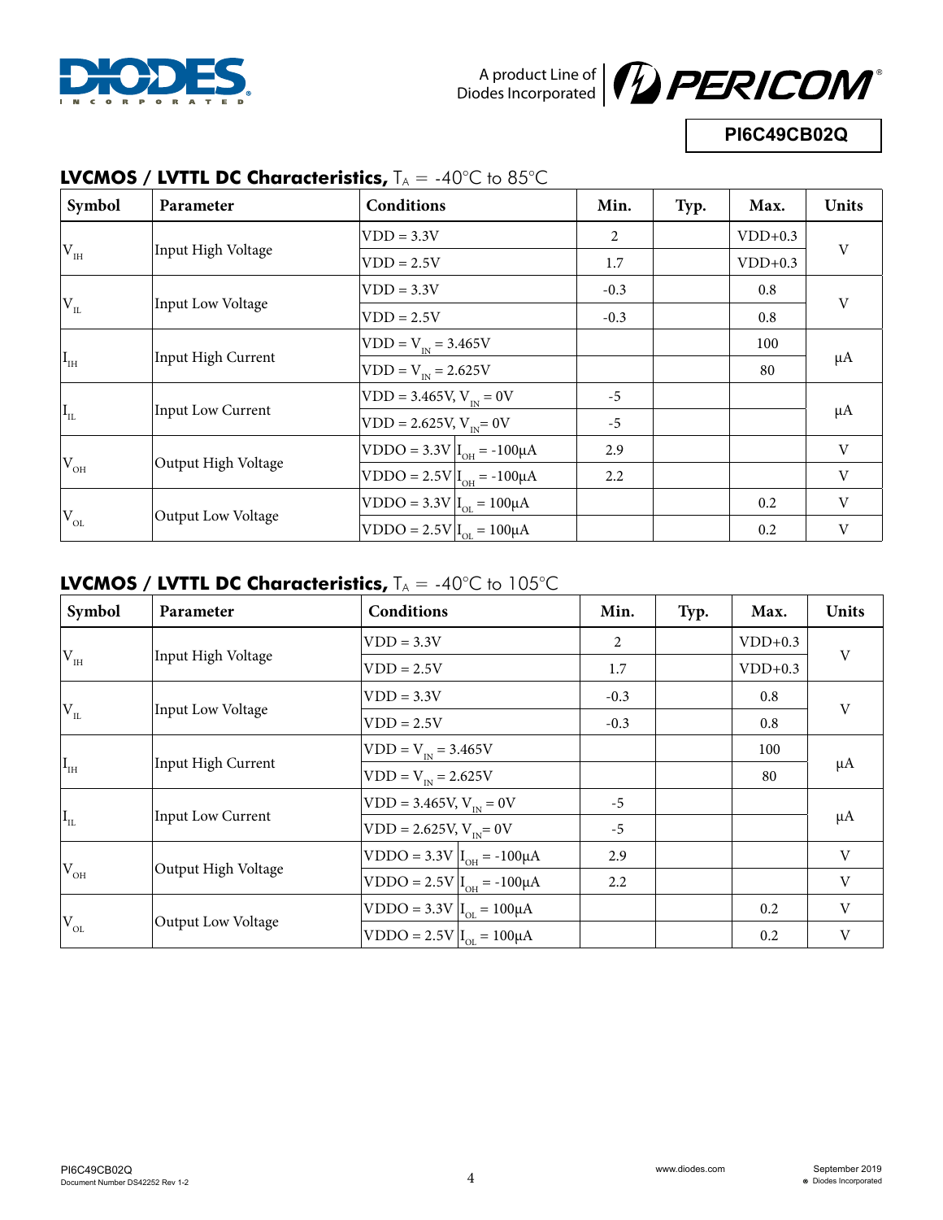## LVCMOS / LVTTL DC Characteristics, $T_A$ = -40°C to 85°C

| Symbol | Parameter | Conditions | | Min. | Typ. | Max. | Units |
|---|---|---|---|---|---|---|---|
| $V_{IH}$ | Input High Voltage | VDD = 3.3V | | 2 | | VDD+0.3 | V |
| | | VDD = 2.5V | | 1.7 | | VDD+0.3 | |
| $V_{IL}$ | Input Low Voltage | VDD = 3.3V | | -0.3 | | 0.8 | V |
| | | VDD = 2.5V | | -0.3 | | 0.8 | |
| $I_{IH}$ | Input High Current | VDD = $V_{IN}$ = 3.465V | | | | 100 | µA |
| | | VDD = $V_{IN}$ = 2.625V | | | | 80 | |
| $I_{IL}$ | Input Low Current | VDD = 3.465V, $V_{IN}$ = 0V | | -5 | | | µA |
| | | VDD = 2.625V, $V_{IN}$= 0V | | -5 | | | |
| $V_{OH}$ | Output High Voltage | VDDO = 3.3V | $I_{OH}$ = -100µA | 2.9 | | | V |
| | | VDDO = 2.5V | $I_{OH}$ = -100µA | 2.2 | | | V |
| $V_{OL}$ | Output Low Voltage | VDDO = 3.3V | $I_{OL}$ = 100µA | | | 0.2 | V |
| | | VDDO = 2.5V | $I_{OL}$ = 100µA | | | 0.2 | V |

## LVCMOS / LVTTL DC Characteristics, $T_A$ = -40°C to 105°C

| Symbol | Parameter | Conditions | | Min. | Typ. | Max. | Units |
|---|---|---|---|---|---|---|---|
| $V_{IH}$ | Input High Voltage | VDD = 3.3V | | 2 | | VDD+0.3 | V |
| | | VDD = 2.5V | | 1.7 | | VDD+0.3 | |
| $V_{IL}$ | Input Low Voltage | VDD = 3.3V | | -0.3 | | 0.8 | V |
| | | VDD = 2.5V | | -0.3 | | 0.8 | |
| $I_{IH}$ | Input High Current | VDD = $V_{IN}$ = 3.465V | | | | 100 | µA |
| | | VDD = $V_{IN}$ = 2.625V | | | | 80 | |
| $I_{IL}$ | Input Low Current | VDD = 3.465V, $V_{IN}$ = 0V | | -5 | | | µA |
| | | VDD = 2.625V, $V_{IN}$= 0V | | -5 | | | |
| $V_{OH}$ | Output High Voltage | VDDO = 3.3V | $I_{OH}$ = -100µA | 2.9 | | | V |
| | | VDDO = 2.5V | $I_{OH}$ = -100µA | 2.2 | | | V |
| $V_{OL}$ | Output Low Voltage | VDDO = 3.3V | $I_{OL}$ = 100µA | | | 0.2 | V |
| | | VDDO = 2.5V | $I_{OL}$ = 100µA | | | 0.2 | V |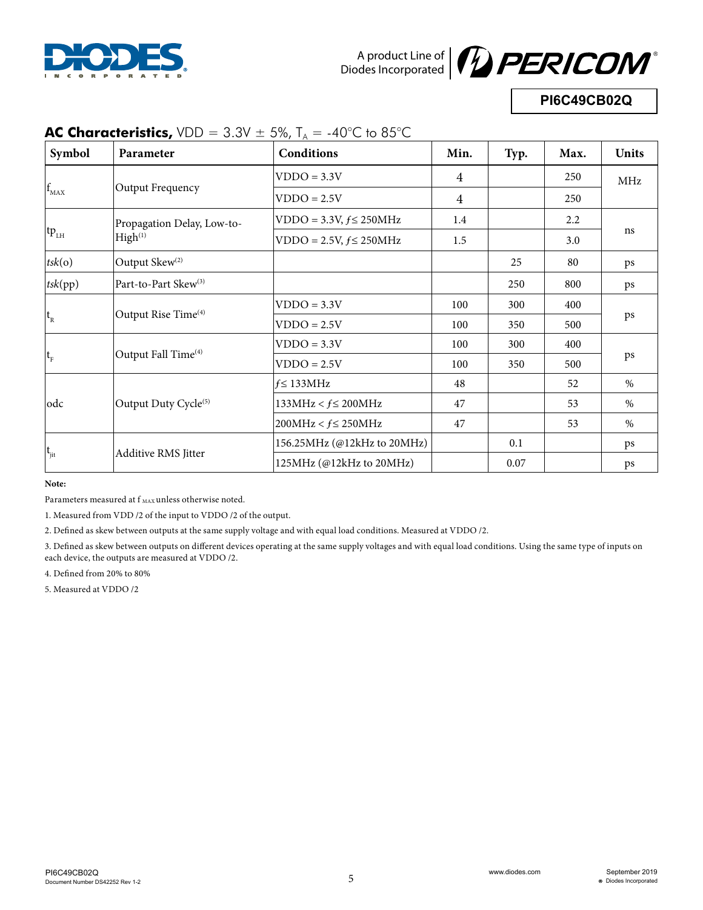## AC Characteristics, VDD = 3.3V ± 5%, $T_A$ = -40°C to 85°C

| Symbol | Parameter | Conditions | Min. | Typ. | Max. | Units |
|---|---|---|---|---|---|---|
| $f_{MAX}$ | Output Frequency | VDDO = 3.3V | 4 | | 250 | MHz |
| | | VDDO = 2.5V | 4 | | 250 | |
| $tp_{LH}$ | Propagation Delay, Low-to-High[1] | VDDO = 3.3V, $f \leq$ 250MHz | 1.4 | | 2.2 | ns |
| | | VDDO = 2.5V, $f \leq$ 250MHz | 1.5 | | 3.0 | |
| *tsk*(o) | Output Skew[2] | | | 25 | 80 | ps |
| *tsk*(pp) | Part-to-Part Skew[3] | | | 250 | 800 | ps |
| $t_R$ | Output Rise Time[4] | VDDO = 3.3V | 100 | 300 | 400 | ps |
| | | VDDO = 2.5V | 100 | 350 | 500 | |
| $t_F$ | Output Fall Time[4] | VDDO = 3.3V | 100 | 300 | 400 | ps |
| | | VDDO = 2.5V | 100 | 350 | 500 | |
| odc | Output Duty Cycle[5] | $f \leq$ 133MHz | 48 | | 52 | % |
| | | 133MHz < $f \leq$ 200MHz | 47 | | 53 | % |
| | | 200MHz < $f \leq$ 250MHz | 47 | | 53 | % |
| $t_{jit}$ | Additive RMS Jitter | 156.25MHz (@12kHz to 20MHz) | | 0.1 | | ps |
| | | 125MHz (@12kHz to 20MHz) | | 0.07 | | ps |

**Note:**

Parameters measured at $f_{MAX}$ unless otherwise noted.

1. Measured from VDD /2 of the input to VDDO /2 of the output.

2. Defined as skew between outputs at the same supply voltage and with equal load conditions. Measured at VDDO /2.

3. Defined as skew between outputs on different devices operating at the same supply voltages and with equal load conditions. Using the same type of inputs on each device, the outputs are measured at VDDO /2.

4. Defined from 20% to 80%

5. Measured at VDDO /2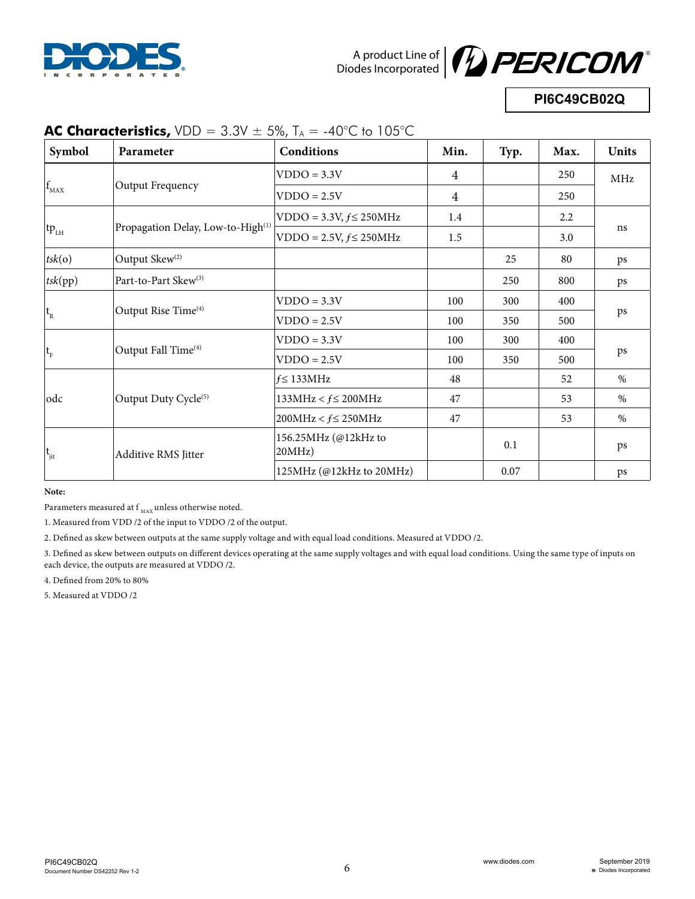## **AC Characteristics,** VDD = 3.3V ± 5%, $T_A$ = -40°C to 105°C

| Symbol | Parameter | Conditions | Min. | Typ. | Max. | Units |
|---|---|---|---|---|---|---|
| $f_{MAX}$ | Output Frequency | VDDO = 3.3V | 4 | | 250 | MHz |
| | | VDDO = 2.5V | 4 | | 250 | |
| $tp_{LH}$ | Propagation Delay, Low-to-High[1] | VDDO = 3.3V, $f \leq$ 250MHz | 1.4 | | 2.2 | ns |
| | | VDDO = 2.5V, $f \leq$ 250MHz | 1.5 | | 3.0 | |
| *tsk*(o) | Output Skew[2] | | | 25 | 80 | ps |
| *tsk*(pp) | Part-to-Part Skew[3] | | | 250 | 800 | ps |
| $t_R$ | Output Rise Time[4] | VDDO = 3.3V | 100 | 300 | 400 | ps |
| | | VDDO = 2.5V | 100 | 350 | 500 | |
| $t_F$ | Output Fall Time[4] | VDDO = 3.3V | 100 | 300 | 400 | ps |
| | | VDDO = 2.5V | 100 | 350 | 500 | |
| odc | Output Duty Cycle[5] | $f \leq$ 133MHz | 48 | | 52 | % |
| | | 133MHz < $f \leq$ 200MHz | 47 | | 53 | % |
| | | 200MHz < $f \leq$ 250MHz | 47 | | 53 | % |
| $t_{jit}$ | Additive RMS Jitter | 156.25MHz (@12kHz to 20MHz) | | 0.1 | | ps |
| | | 125MHz (@12kHz to 20MHz) | | 0.07 | | ps |

**Note:**

Parameters measured at $f_{MAX}$ unless otherwise noted.

1. Measured from VDD /2 of the input to VDDO /2 of the output.

2. Defined as skew between outputs at the same supply voltage and with equal load conditions. Measured at VDDO /2.

3. Defined as skew between outputs on different devices operating at the same supply voltages and with equal load conditions. Using the same type of inputs on each device, the outputs are measured at VDDO /2.

4. Defined from 20% to 80%

5. Measured at VDDO /2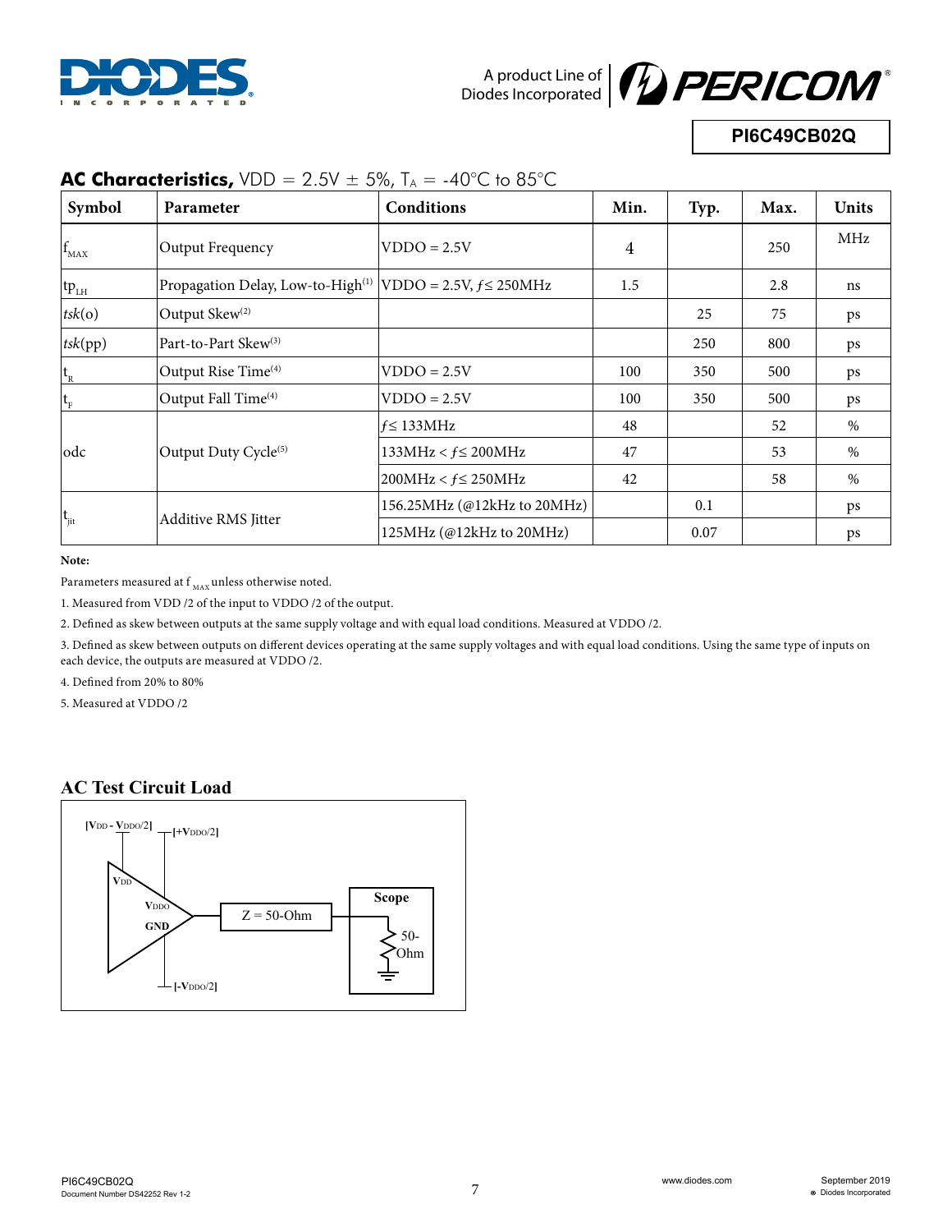## AC Characteristics, VDD = 2.5V ± 5%, $T_A$ = -40°C to 85°C

| Symbol | Parameter | Conditions | Min. | Typ. | Max. | Units |
|---|---|---|---|---|---|---|
| $f_{MAX}$ | Output Frequency | VDDO = 2.5V | 4 | | 250 | MHz |
| $tp_{LH}$ | Propagation Delay, Low-to-High[1] | VDDO = 2.5V, $f \leq$ 250MHz | 1.5 | | 2.8 | ns |
| *tsk*(o) | Output Skew[2] | | | 25 | 75 | ps |
| *tsk*(pp) | Part-to-Part Skew[3] | | | 250 | 800 | ps |
| $t_R$ | Output Rise Time[4] | VDDO = 2.5V | 100 | 350 | 500 | ps |
| $t_F$ | Output Fall Time[4] | VDDO = 2.5V | 100 | 350 | 500 | ps |
| odc | Output Duty Cycle[5] | $f \leq$ 133MHz | 48 | | 52 | % |
| | | 133MHz < $f \leq$ 200MHz | 47 | | 53 | % |
| | | 200MHz < $f \leq$ 250MHz | 42 | | 58 | % |
| $t_{jit}$ | Additive RMS Jitter | 156.25MHz (@12kHz to 20MHz) | | 0.1 | | ps |
| | | 125MHz (@12kHz to 20MHz) | | 0.07 | | ps |

**Note:**

Parameters measured at $f_{MAX}$ unless otherwise noted.

1. Measured from VDD /2 of the input to VDDO /2 of the output.

2. Defined as skew between outputs at the same supply voltage and with equal load conditions. Measured at VDDO /2.

3. Defined as skew between outputs on different devices operating at the same supply voltages and with equal load conditions. Using the same type of inputs on each device, the outputs are measured at VDDO /2.

4. Defined from 20% to 80%

5. Measured at VDDO /2

## AC Test Circuit Load

[VDD - VDDO/2]
[+VDDO/2]
VDD
VDDO
GND
Z = 50-Ohm
Scope
50-Ohm
[-VDDO/2]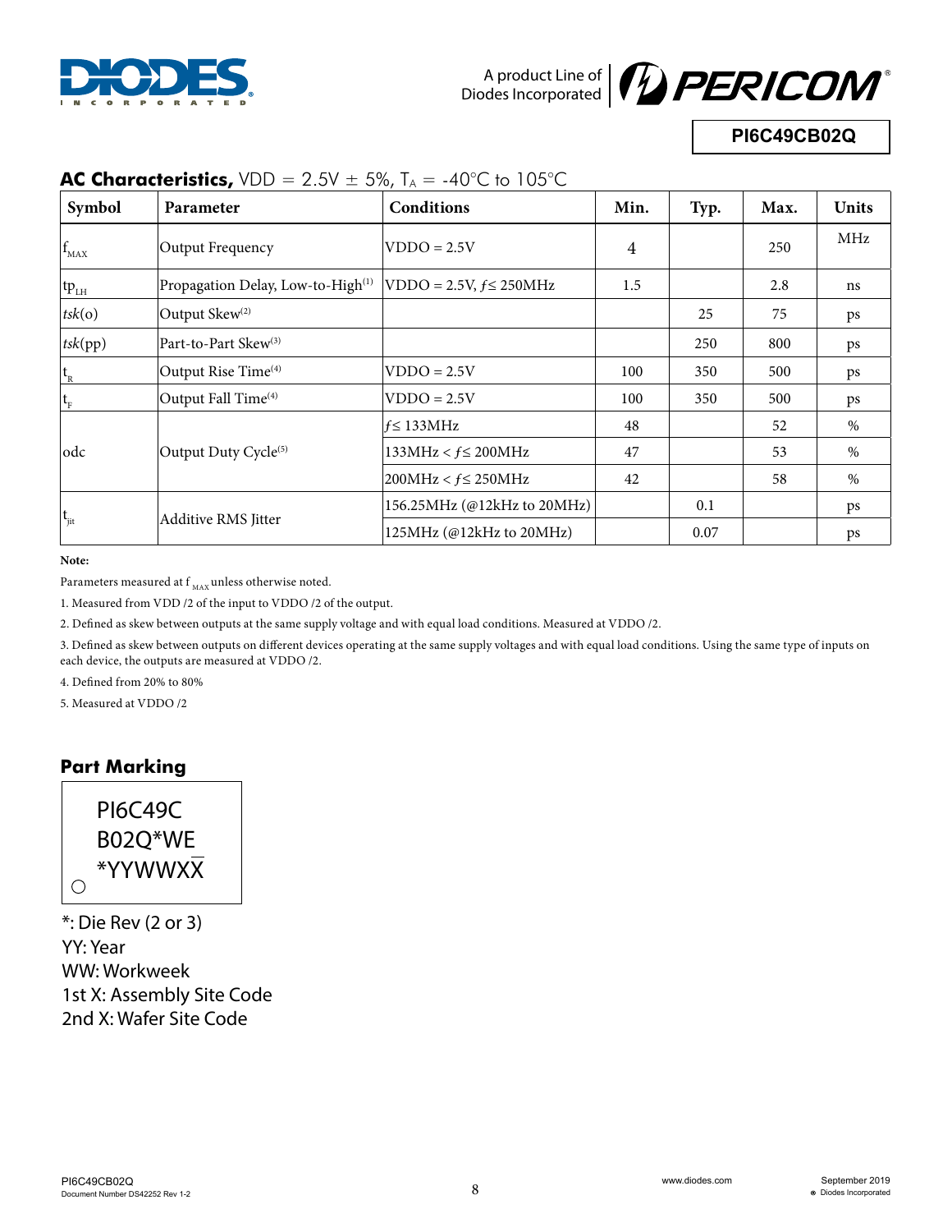## AC Characteristics, VDD = 2.5V ± 5%, $T_A$ = -40°C to 105°C

| Symbol | Parameter | Conditions | Min. | Typ. | Max. | Units |
|---|---|---|---|---|---|---|
| $f_{MAX}$ | Output Frequency | VDDO = 2.5V | 4 | | 250 | MHz |
| $tp_{LH}$ | Propagation Delay, Low-to-High(1) | VDDO = 2.5V, $f \leq$ 250MHz | 1.5 | | 2.8 | ns |
| *tsk*(o) | Output Skew(2) | | | 25 | 75 | ps |
| *tsk*(pp) | Part-to-Part Skew(3) | | | 250 | 800 | ps |
| $t_R$ | Output Rise Time(4) | VDDO = 2.5V | 100 | 350 | 500 | ps |
| $t_F$ | Output Fall Time(4) | VDDO = 2.5V | 100 | 350 | 500 | ps |
| odc | Output Duty Cycle(5) | $f \leq$ 133MHz | 48 | | 52 | % |
| | | 133MHz < $f \leq$ 200MHz | 47 | | 53 | % |
| | | 200MHz < $f \leq$ 250MHz | 42 | | 58 | % |
| $t_{jit}$ | Additive RMS Jitter | 156.25MHz (@12kHz to 20MHz) | | 0.1 | | ps |
| | | 125MHz (@12kHz to 20MHz) | | 0.07 | | ps |

**Note:**

Parameters measured at $f_{MAX}$ unless otherwise noted.

1. Measured from VDD /2 of the input to VDDO /2 of the output.
2. Defined as skew between outputs at the same supply voltage and with equal load conditions. Measured at VDDO /2.
3. Defined as skew between outputs on different devices operating at the same supply voltages and with equal load conditions. Using the same type of inputs on each device, the outputs are measured at VDDO /2.
4. Defined from 20% to 80%
5. Measured at VDDO /2

## Part Marking

PI6C49C
B02Q*WE
*YYWWXX

*: Die Rev (2 or 3)
YY: Year
WW: Workweek
1st X: Assembly Site Code
2nd X: Wafer Site Code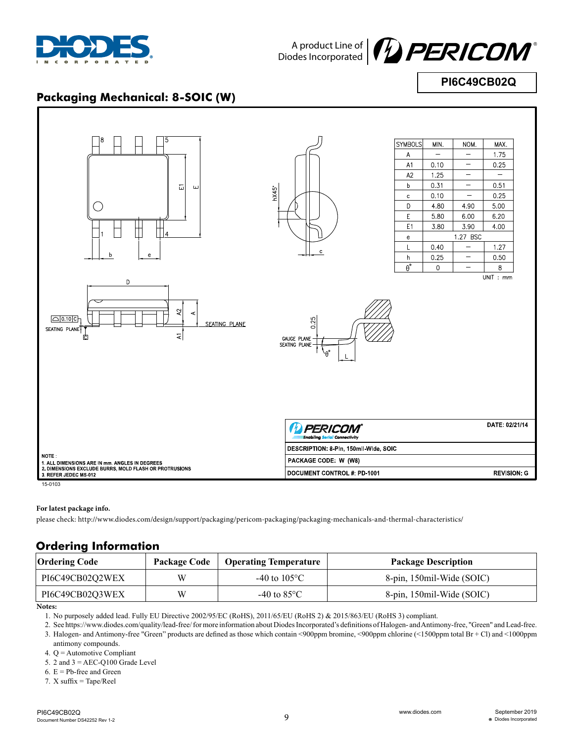## Packaging Mechanical: 8-SOIC (W)

| SYMBOLS | MIN. | NOM. | MAX. |
|---|---|---|---|
| A | — | — | 1.75 |
| A1 | 0.10 | — | 0.25 |
| A2 | 1.25 | — | — |
| b | 0.31 | — | 0.51 |
| c | 0.10 | — | 0.25 |
| D | 4.80 | 4.90 | 5.00 |
| E | 5.80 | 6.00 | 6.20 |
| E1 | 3.80 | 3.90 | 4.00 |
| e | 1.27 BSC | | |
| L | 0.40 | — | 1.27 |
| h | 0.25 | — | 0.50 |
| θ° | 0 | — | 8 |

UNIT : mm

DATE: 02/21/14

DESCRIPTION: 8-Pin, 150mil-Wide, SOIC

PACKAGE CODE: W (W8)

DOCUMENT CONTROL #: PD-1001

REVISION: G

NOTE :
1. ALL DIMENSIONS ARE IN mm. ANGLES IN DEGREES
2. DIMENSIONS EXCLUDE BURRS, MOLD FLASH OR PROTRUSIONS
3. REFER JEDEC MS-012

15-0103

**For latest package info.**

please check: http://www.diodes.com/design/support/packaging/pericom-packaging/packaging-mechanicals-and-thermal-characteristics/

## Ordering Information

| Ordering Code | Package Code | Operating Temperature | Package Description |
|---|---|---|---|
| PI6C49CB02Q2WEX | W | -40 to 105°C | 8-pin, 150mil-Wide (SOIC) |
| PI6C49CB02Q3WEX | W | -40 to 85°C | 8-pin, 150mil-Wide (SOIC) |

**Notes:**

1. No purposely added lead. Fully EU Directive 2002/95/EC (RoHS), 2011/65/EU (RoHS 2) & 2015/863/EU (RoHS 3) compliant.
2. See https://www.diodes.com/quality/lead-free/ for more information about Diodes Incorporated's definitions of Halogen- and Antimony-free, "Green" and Lead-free.
3. Halogen- and Antimony-free "Green" products are defined as those which contain <900ppm bromine, <900ppm chlorine (<1500ppm total Br + Cl) and <1000ppm antimony compounds.
4. Q = Automotive Compliant
5. 2 and 3 = AEC-Q100 Grade Level
6. E = Pb-free and Green
7. X suffix = Tape/Reel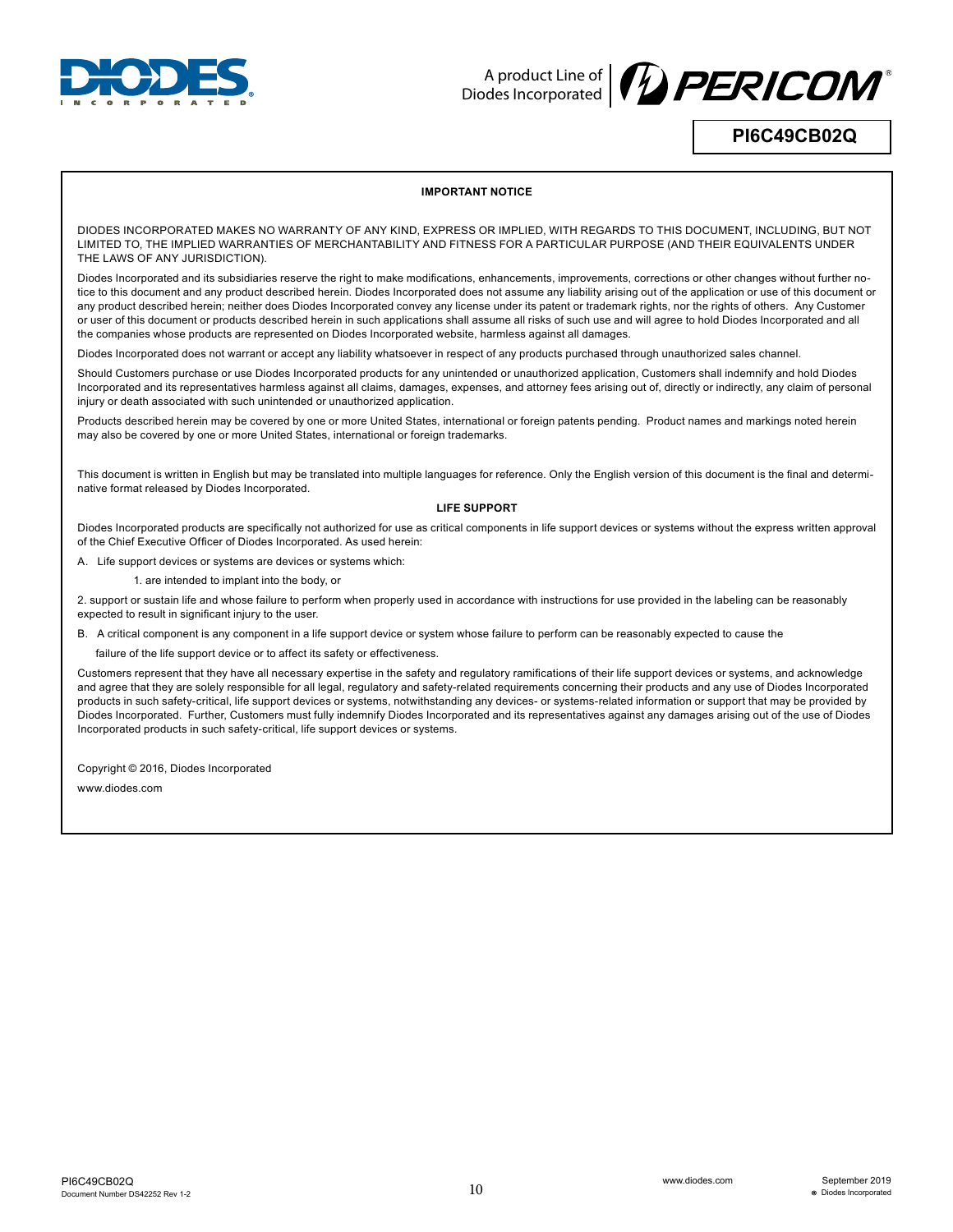## IMPORTANT NOTICE

DIODES INCORPORATED MAKES NO WARRANTY OF ANY KIND, EXPRESS OR IMPLIED, WITH REGARDS TO THIS DOCUMENT, INCLUDING, BUT NOT LIMITED TO, THE IMPLIED WARRANTIES OF MERCHANTABILITY AND FITNESS FOR A PARTICULAR PURPOSE (AND THEIR EQUIVALENTS UNDER THE LAWS OF ANY JURISDICTION).

Diodes Incorporated and its subsidiaries reserve the right to make modifications, enhancements, improvements, corrections or other changes without further notice to this document and any product described herein. Diodes Incorporated does not assume any liability arising out of the application or use of this document or any product described herein; neither does Diodes Incorporated convey any license under its patent or trademark rights, nor the rights of others. Any Customer or user of this document or products described herein in such applications shall assume all risks of such use and will agree to hold Diodes Incorporated and all the companies whose products are represented on Diodes Incorporated website, harmless against all damages.

Diodes Incorporated does not warrant or accept any liability whatsoever in respect of any products purchased through unauthorized sales channel.

Should Customers purchase or use Diodes Incorporated products for any unintended or unauthorized application, Customers shall indemnify and hold Diodes Incorporated and its representatives harmless against all claims, damages, expenses, and attorney fees arising out of, directly or indirectly, any claim of personal injury or death associated with such unintended or unauthorized application.

Products described herein may be covered by one or more United States, international or foreign patents pending. Product names and markings noted herein may also be covered by one or more United States, international or foreign trademarks.

This document is written in English but may be translated into multiple languages for reference. Only the English version of this document is the final and determinative format released by Diodes Incorporated.

## LIFE SUPPORT

Diodes Incorporated products are specifically not authorized for use as critical components in life support devices or systems without the express written approval of the Chief Executive Officer of Diodes Incorporated. As used herein:

A. Life support devices or systems are devices or systems which:

1. are intended to implant into the body, or

2. support or sustain life and whose failure to perform when properly used in accordance with instructions for use provided in the labeling can be reasonably expected to result in significant injury to the user.

B. A critical component is any component in a life support device or system whose failure to perform can be reasonably expected to cause the failure of the life support device or to affect its safety or effectiveness.

Customers represent that they have all necessary expertise in the safety and regulatory ramifications of their life support devices or systems, and acknowledge and agree that they are solely responsible for all legal, regulatory and safety-related requirements concerning their products and any use of Diodes Incorporated products in such safety-critical, life support devices or systems, notwithstanding any devices- or systems-related information or support that may be provided by Diodes Incorporated. Further, Customers must fully indemnify Diodes Incorporated and its representatives against any damages arising out of the use of Diodes Incorporated products in such safety-critical, life support devices or systems.

Copyright © 2016, Diodes Incorporated

www.diodes.com